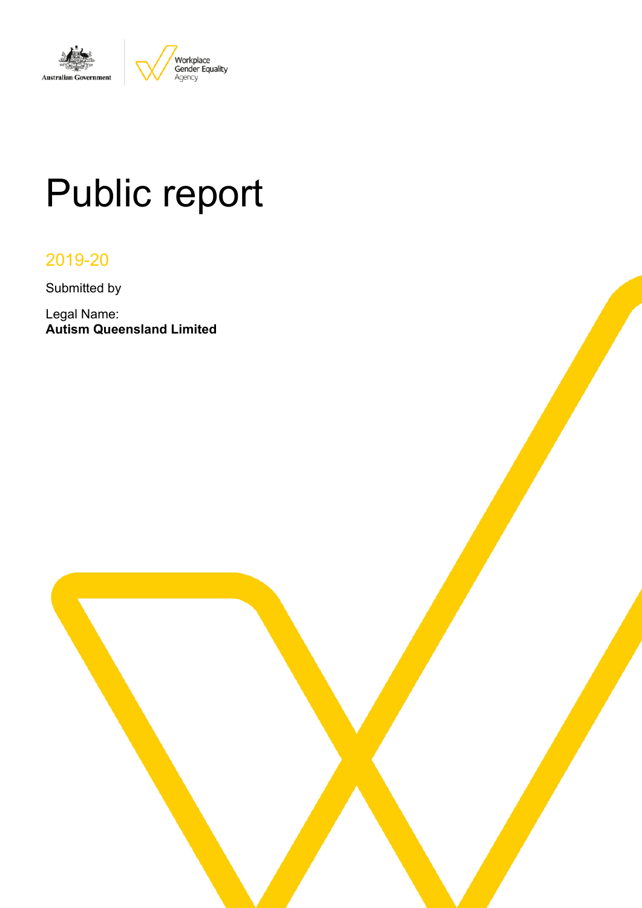# Public report

## 2019-20

Submitted by

Legal Name:
**Autism Queensland Limited**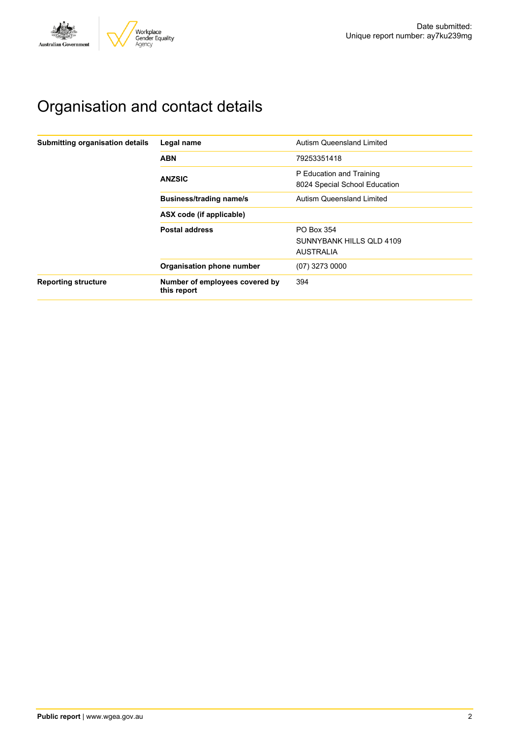Date submitted:
Unique report number: ay7ku239mg

# Organisation and contact details

| | | |
|---|---|---|
| **Submitting organisation details** | **Legal name** | Autism Queensland Limited |
| | **ABN** | 79253351418 |
| | **ANZSIC** | P Education and Training<br>8024 Special School Education |
| | **Business/trading name/s** | Autism Queensland Limited |
| | **ASX code (if applicable)** | |
| | **Postal address** | PO Box 354<br>SUNNYBANK HILLS QLD 4109<br>AUSTRALIA |
| | **Organisation phone number** | (07) 3273 0000 |
| **Reporting structure** | **Number of employees covered by this report** | 394 |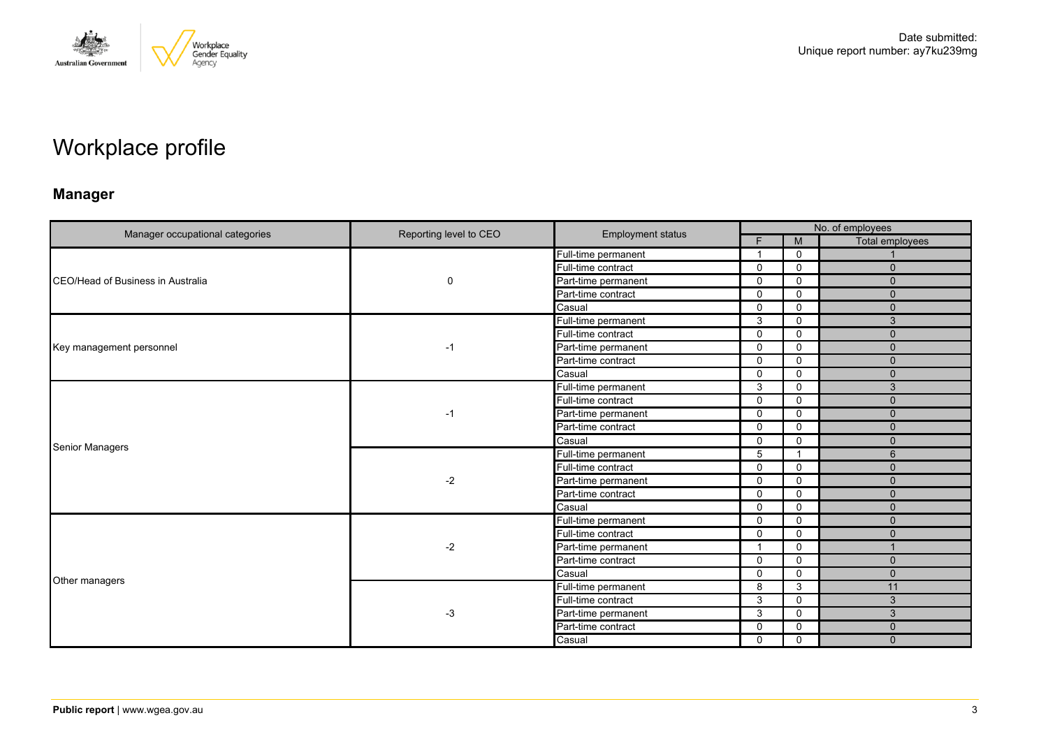Date submitted:
Unique report number: ay7ku239mg

# Workplace profile

## Manager

| Manager occupational categories | Reporting level to CEO | Employment status | No. of employees | | |
|---|---|---|---|---|---|
| | | | F | M | Total employees |
| CEO/Head of Business in Australia | 0 | Full-time permanent | 1 | 0 | 1 |
| | | Full-time contract | 0 | 0 | 0 |
| | | Part-time permanent | 0 | 0 | 0 |
| | | Part-time contract | 0 | 0 | 0 |
| | | Casual | 0 | 0 | 0 |
| Key management personnel | -1 | Full-time permanent | 3 | 0 | 3 |
| | | Full-time contract | 0 | 0 | 0 |
| | | Part-time permanent | 0 | 0 | 0 |
| | | Part-time contract | 0 | 0 | 0 |
| | | Casual | 0 | 0 | 0 |
| Senior Managers | -1 | Full-time permanent | 3 | 0 | 3 |
| | | Full-time contract | 0 | 0 | 0 |
| | | Part-time permanent | 0 | 0 | 0 |
| | | Part-time contract | 0 | 0 | 0 |
| | | Casual | 0 | 0 | 0 |
| | -2 | Full-time permanent | 5 | 1 | 6 |
| | | Full-time contract | 0 | 0 | 0 |
| | | Part-time permanent | 0 | 0 | 0 |
| | | Part-time contract | 0 | 0 | 0 |
| | | Casual | 0 | 0 | 0 |
| Other managers | -2 | Full-time permanent | 0 | 0 | 0 |
| | | Full-time contract | 0 | 0 | 0 |
| | | Part-time permanent | 1 | 0 | 1 |
| | | Part-time contract | 0 | 0 | 0 |
| | | Casual | 0 | 0 | 0 |
| | -3 | Full-time permanent | 8 | 3 | 11 |
| | | Full-time contract | 3 | 0 | 3 |
| | | Part-time permanent | 3 | 0 | 3 |
| | | Part-time contract | 0 | 0 | 0 |
| | | Casual | 0 | 0 | 0 |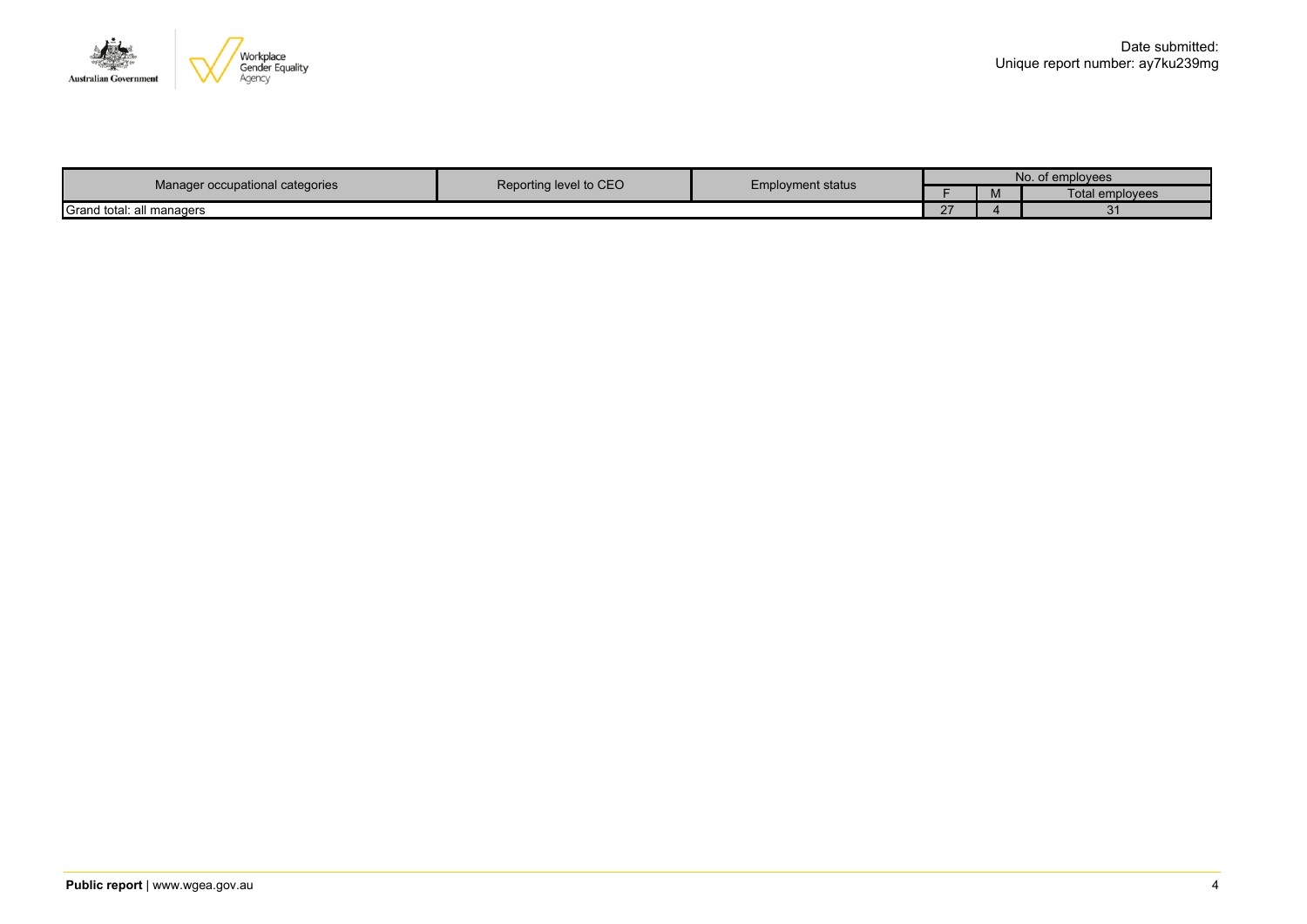Date submitted:
Unique report number: ay7ku239mg

| Manager occupational categories | Reporting level to CEO | Employment status | No. of employees | | |
|---|---|---|---|---|---|
| | | | F | M | Total employees |
| Grand total: all managers | | | 27 | 4 | 31 |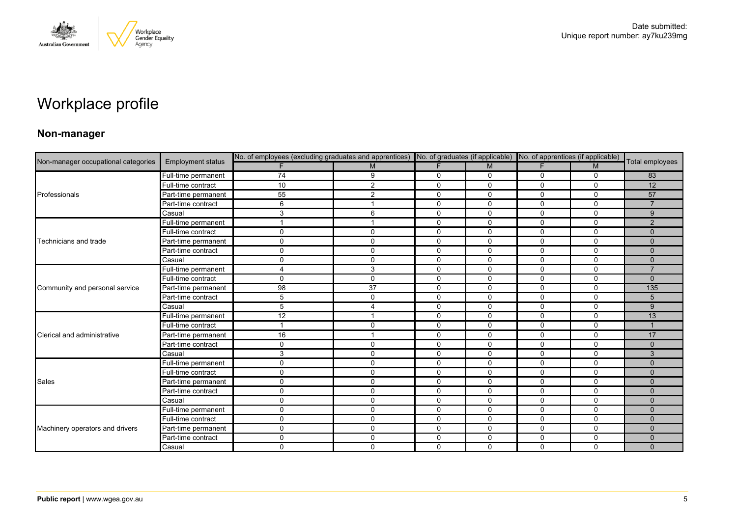# Workplace profile

## Non-manager

| Non-manager occupational categories | Employment status | No. of employees (excluding graduates and apprentices) | | No. of graduates (if applicable) | | No. of apprentices (if applicable) | | Total employees |
|---|---|---|---|---|---|---|---|---|
| | | F | M | F | M | F | M | |
| Professionals | Full-time permanent | 74 | 9 | 0 | 0 | 0 | 0 | 83 |
| | Full-time contract | 10 | 2 | 0 | 0 | 0 | 0 | 12 |
| | Part-time permanent | 55 | 2 | 0 | 0 | 0 | 0 | 57 |
| | Part-time contract | 6 | 1 | 0 | 0 | 0 | 0 | 7 |
| | Casual | 3 | 6 | 0 | 0 | 0 | 0 | 9 |
| Technicians and trade | Full-time permanent | 1 | 1 | 0 | 0 | 0 | 0 | 2 |
| | Full-time contract | 0 | 0 | 0 | 0 | 0 | 0 | 0 |
| | Part-time permanent | 0 | 0 | 0 | 0 | 0 | 0 | 0 |
| | Part-time contract | 0 | 0 | 0 | 0 | 0 | 0 | 0 |
| | Casual | 0 | 0 | 0 | 0 | 0 | 0 | 0 |
| Community and personal service | Full-time permanent | 4 | 3 | 0 | 0 | 0 | 0 | 7 |
| | Full-time contract | 0 | 0 | 0 | 0 | 0 | 0 | 0 |
| | Part-time permanent | 98 | 37 | 0 | 0 | 0 | 0 | 135 |
| | Part-time contract | 5 | 0 | 0 | 0 | 0 | 0 | 5 |
| | Casual | 5 | 4 | 0 | 0 | 0 | 0 | 9 |
| Clerical and administrative | Full-time permanent | 12 | 1 | 0 | 0 | 0 | 0 | 13 |
| | Full-time contract | 1 | 0 | 0 | 0 | 0 | 0 | 1 |
| | Part-time permanent | 16 | 1 | 0 | 0 | 0 | 0 | 17 |
| | Part-time contract | 0 | 0 | 0 | 0 | 0 | 0 | 0 |
| | Casual | 3 | 0 | 0 | 0 | 0 | 0 | 3 |
| Sales | Full-time permanent | 0 | 0 | 0 | 0 | 0 | 0 | 0 |
| | Full-time contract | 0 | 0 | 0 | 0 | 0 | 0 | 0 |
| | Part-time permanent | 0 | 0 | 0 | 0 | 0 | 0 | 0 |
| | Part-time contract | 0 | 0 | 0 | 0 | 0 | 0 | 0 |
| | Casual | 0 | 0 | 0 | 0 | 0 | 0 | 0 |
| Machinery operators and drivers | Full-time permanent | 0 | 0 | 0 | 0 | 0 | 0 | 0 |
| | Full-time contract | 0 | 0 | 0 | 0 | 0 | 0 | 0 |
| | Part-time permanent | 0 | 0 | 0 | 0 | 0 | 0 | 0 |
| | Part-time contract | 0 | 0 | 0 | 0 | 0 | 0 | 0 |
| | Casual | 0 | 0 | 0 | 0 | 0 | 0 | 0 |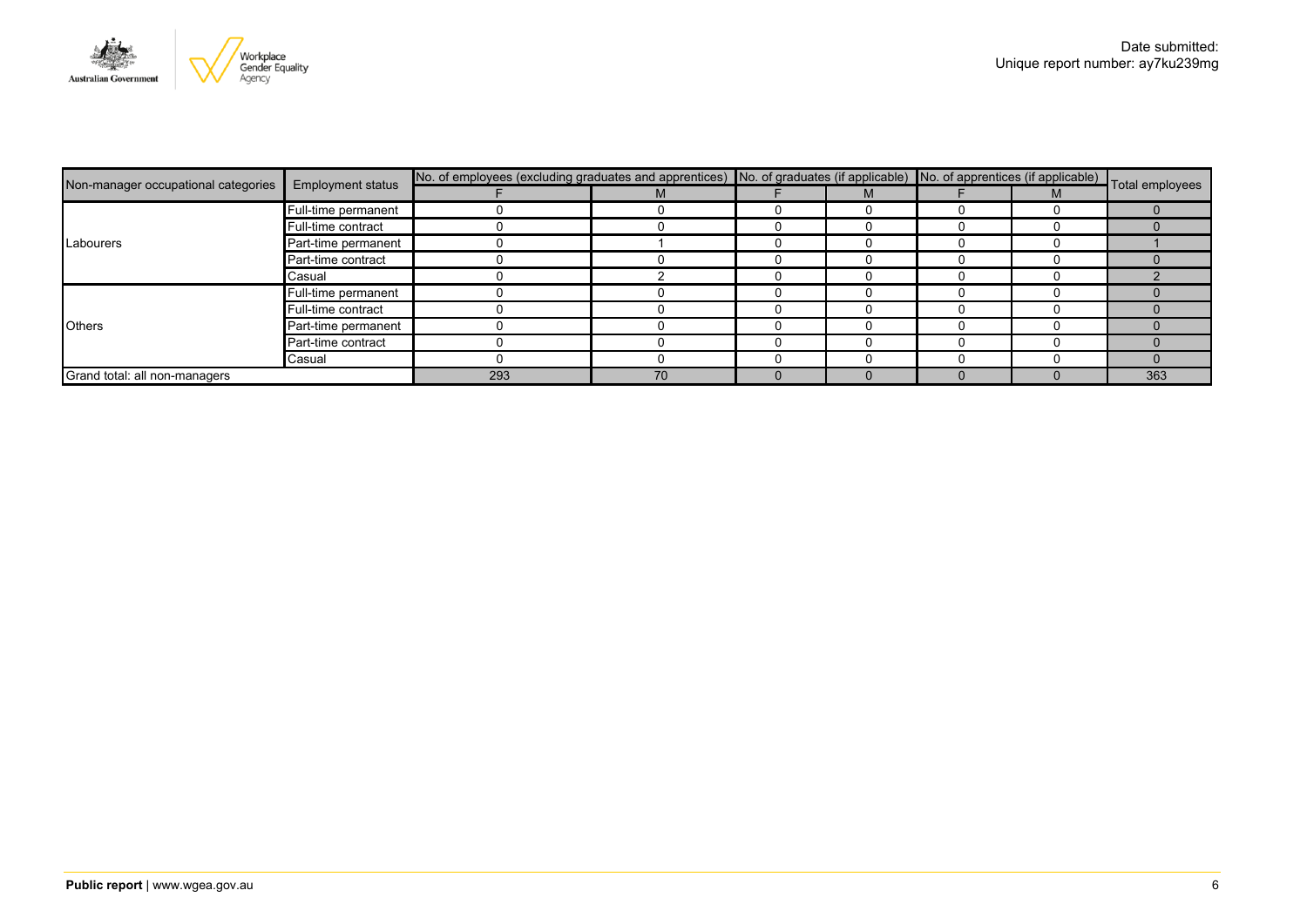| Non-manager occupational categories | Employment status | No. of employees (excluding graduates and apprentices) | | No. of graduates (if applicable) | | No. of apprentices (if applicable) | | Total employees |
|---|---|---|---|---|---|---|---|---|
| | | F | M | F | M | F | M | |
| Labourers | Full-time permanent | 0 | 0 | 0 | 0 | 0 | 0 | 0 |
| | Full-time contract | 0 | 0 | 0 | 0 | 0 | 0 | 0 |
| | Part-time permanent | 0 | 1 | 0 | 0 | 0 | 0 | 1 |
| | Part-time contract | 0 | 0 | 0 | 0 | 0 | 0 | 0 |
| | Casual | 0 | 2 | 0 | 0 | 0 | 0 | 2 |
| Others | Full-time permanent | 0 | 0 | 0 | 0 | 0 | 0 | 0 |
| | Full-time contract | 0 | 0 | 0 | 0 | 0 | 0 | 0 |
| | Part-time permanent | 0 | 0 | 0 | 0 | 0 | 0 | 0 |
| | Part-time contract | 0 | 0 | 0 | 0 | 0 | 0 | 0 |
| | Casual | 0 | 0 | 0 | 0 | 0 | 0 | 0 |
| Grand total: all non-managers | | 293 | 70 | 0 | 0 | 0 | 0 | 363 |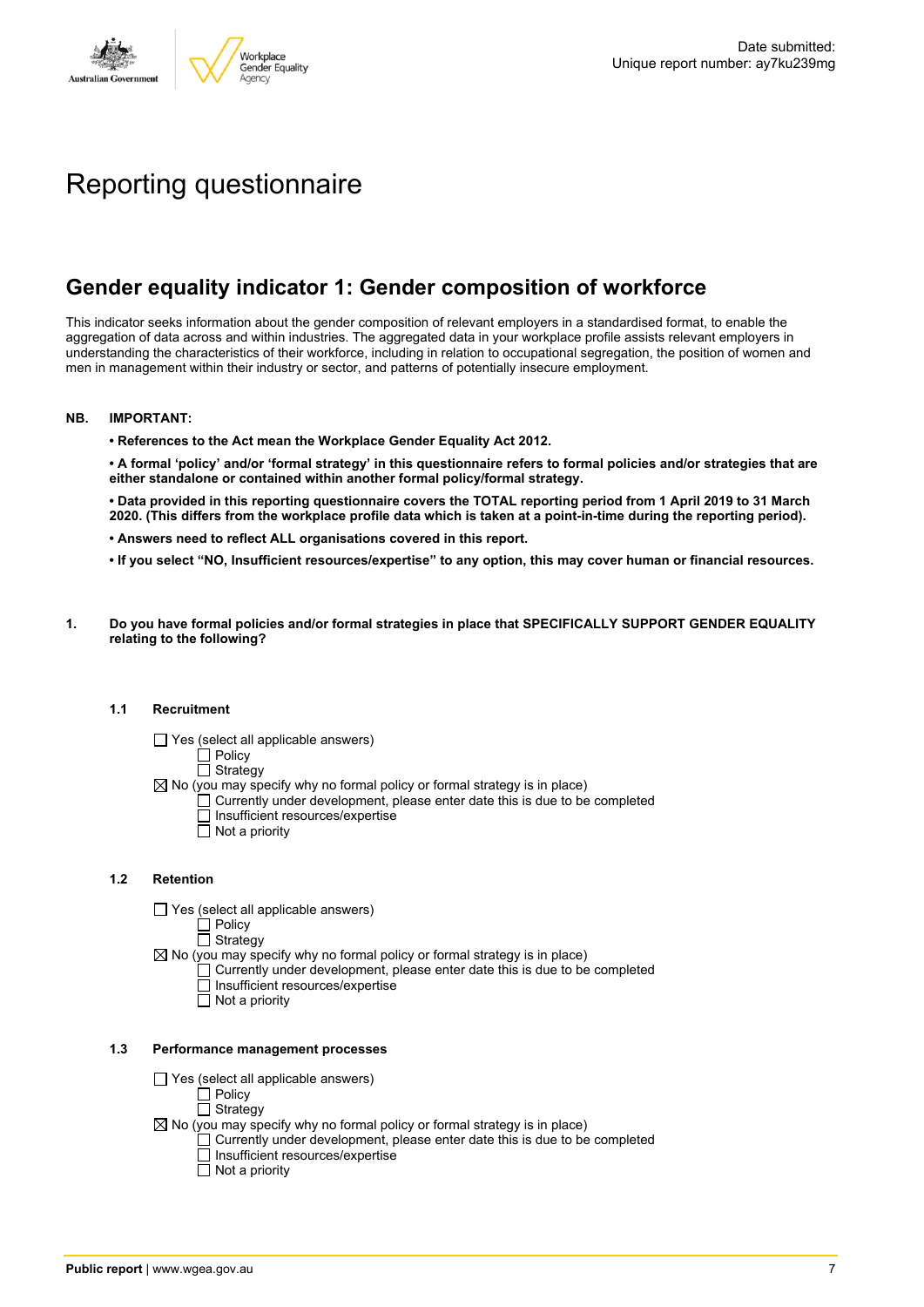Date submitted:
Unique report number: ay7ku239mg

# Reporting questionnaire

## Gender equality indicator 1: Gender composition of workforce

This indicator seeks information about the gender composition of relevant employers in a standardised format, to enable the aggregation of data across and within industries. The aggregated data in your workplace profile assists relevant employers in understanding the characteristics of their workforce, including in relation to occupational segregation, the position of women and men in management within their industry or sector, and patterns of potentially insecure employment.

**NB. IMPORTANT:**

- **References to the Act mean the Workplace Gender Equality Act 2012.**
- **A formal 'policy' and/or 'formal strategy' in this questionnaire refers to formal policies and/or strategies that are either standalone or contained within another formal policy/formal strategy.**
- **Data provided in this reporting questionnaire covers the TOTAL reporting period from 1 April 2019 to 31 March 2020. (This differs from the workplace profile data which is taken at a point-in-time during the reporting period).**
- **Answers need to reflect ALL organisations covered in this report.**
- **If you select "NO, Insufficient resources/expertise" to any option, this may cover human or financial resources.**

**1. Do you have formal policies and/or formal strategies in place that SPECIFICALLY SUPPORT GENDER EQUALITY relating to the following?**

**1.1 Recruitment**

- ☐ Yes (select all applicable answers)
  - ☐ Policy
  - ☐ Strategy
- ☒ No (you may specify why no formal policy or formal strategy is in place)
  - ☐ Currently under development, please enter date this is due to be completed
  - ☐ Insufficient resources/expertise
  - ☐ Not a priority

**1.2 Retention**

- ☐ Yes (select all applicable answers)
  - ☐ Policy
  - ☐ Strategy
- ☒ No (you may specify why no formal policy or formal strategy is in place)
  - ☐ Currently under development, please enter date this is due to be completed
  - ☐ Insufficient resources/expertise
  - ☐ Not a priority

**1.3 Performance management processes**

- ☐ Yes (select all applicable answers)
  - ☐ Policy
  - ☐ Strategy
- ☒ No (you may specify why no formal policy or formal strategy is in place)
  - ☐ Currently under development, please enter date this is due to be completed
  - ☐ Insufficient resources/expertise
  - ☐ Not a priority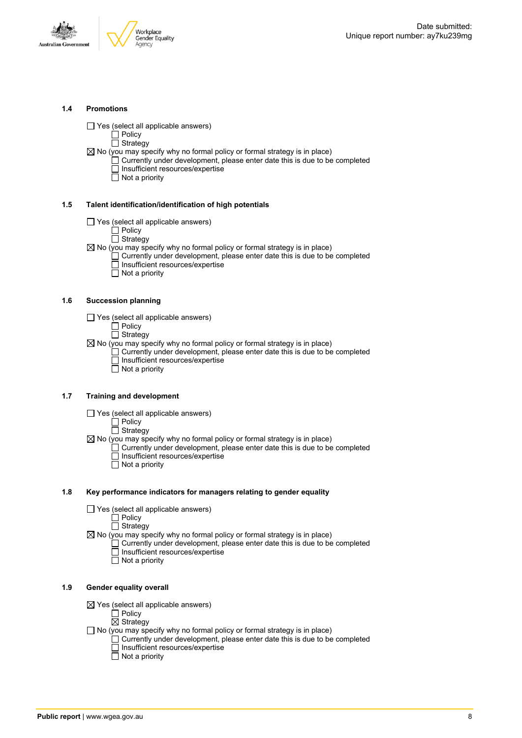### 1.4 Promotions

- ☐ Yes (select all applicable answers)
  - ☐ Policy
  - ☐ Strategy
- ☒ No (you may specify why no formal policy or formal strategy is in place)
  - ☐ Currently under development, please enter date this is due to be completed
  - ☐ Insufficient resources/expertise
  - ☐ Not a priority

### 1.5 Talent identification/identification of high potentials

- ☐ Yes (select all applicable answers)
  - ☐ Policy
  - ☐ Strategy
- ☒ No (you may specify why no formal policy or formal strategy is in place)
  - ☐ Currently under development, please enter date this is due to be completed
  - ☐ Insufficient resources/expertise
  - ☐ Not a priority

### 1.6 Succession planning

- ☐ Yes (select all applicable answers)
  - ☐ Policy
  - ☐ Strategy
- ☒ No (you may specify why no formal policy or formal strategy is in place)
  - ☐ Currently under development, please enter date this is due to be completed
  - ☐ Insufficient resources/expertise
  - ☐ Not a priority

### 1.7 Training and development

- ☐ Yes (select all applicable answers)
  - ☐ Policy
  - ☐ Strategy
- ☒ No (you may specify why no formal policy or formal strategy is in place)
  - ☐ Currently under development, please enter date this is due to be completed
  - ☐ Insufficient resources/expertise
  - ☐ Not a priority

### 1.8 Key performance indicators for managers relating to gender equality

- ☐ Yes (select all applicable answers)
  - ☐ Policy
  - ☐ Strategy
- ☒ No (you may specify why no formal policy or formal strategy is in place)
  - ☐ Currently under development, please enter date this is due to be completed
  - ☐ Insufficient resources/expertise
  - ☐ Not a priority

### 1.9 Gender equality overall

- ☒ Yes (select all applicable answers)
  - ☐ Policy
  - ☒ Strategy
- ☐ No (you may specify why no formal policy or formal strategy is in place)
  - ☐ Currently under development, please enter date this is due to be completed
  - ☐ Insufficient resources/expertise
  - ☐ Not a priority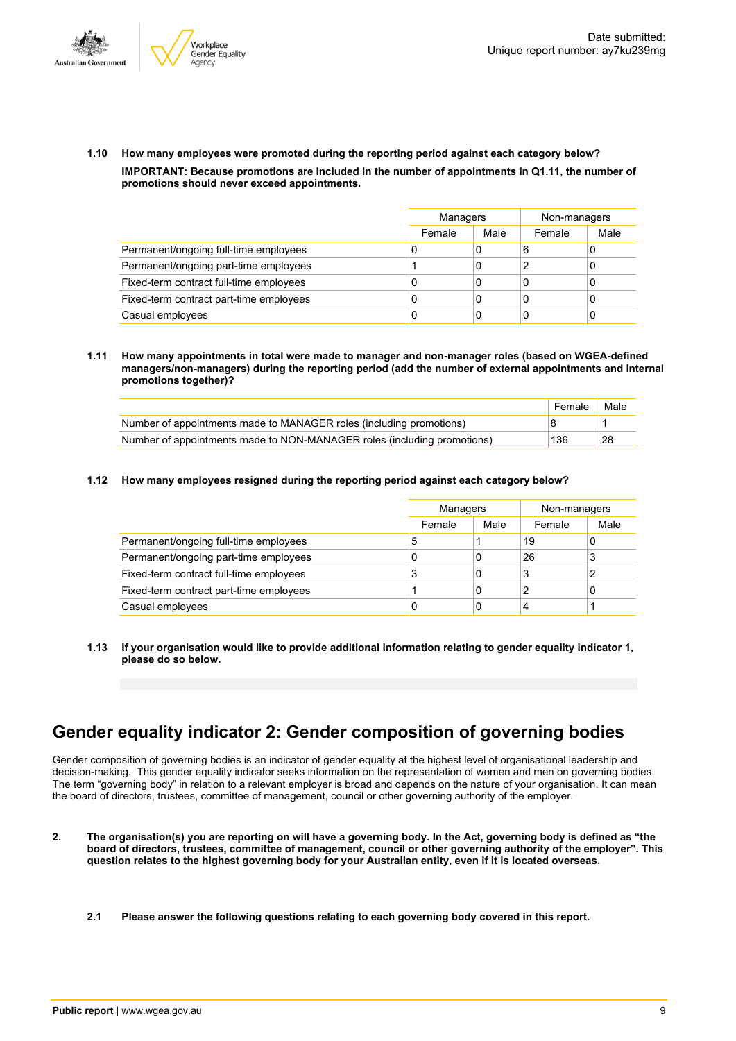**1.10 How many employees were promoted during the reporting period against each category below?**

**IMPORTANT: Because promotions are included in the number of appointments in Q1.11, the number of promotions should never exceed appointments.**

| | Managers | | Non-managers | |
|---|---|---|---|---|
| | Female | Male | Female | Male |
| Permanent/ongoing full-time employees | 0 | 0 | 6 | 0 |
| Permanent/ongoing part-time employees | 1 | 0 | 2 | 0 |
| Fixed-term contract full-time employees | 0 | 0 | 0 | 0 |
| Fixed-term contract part-time employees | 0 | 0 | 0 | 0 |
| Casual employees | 0 | 0 | 0 | 0 |

**1.11 How many appointments in total were made to manager and non-manager roles (based on WGEA-defined managers/non-managers) during the reporting period (add the number of external appointments and internal promotions together)?**

| | Female | Male |
|---|---|---|
| Number of appointments made to MANAGER roles (including promotions) | 8 | 1 |
| Number of appointments made to NON-MANAGER roles (including promotions) | 136 | 28 |

**1.12 How many employees resigned during the reporting period against each category below?**

| | Managers | | Non-managers | |
|---|---|---|---|---|
| | Female | Male | Female | Male |
| Permanent/ongoing full-time employees | 5 | 1 | 19 | 0 |
| Permanent/ongoing part-time employees | 0 | 0 | 26 | 3 |
| Fixed-term contract full-time employees | 3 | 0 | 3 | 2 |
| Fixed-term contract part-time employees | 1 | 0 | 2 | 0 |
| Casual employees | 0 | 0 | 4 | 1 |

**1.13 If your organisation would like to provide additional information relating to gender equality indicator 1, please do so below.**

# Gender equality indicator 2: Gender composition of governing bodies

Gender composition of governing bodies is an indicator of gender equality at the highest level of organisational leadership and decision-making. This gender equality indicator seeks information on the representation of women and men on governing bodies. The term "governing body" in relation to a relevant employer is broad and depends on the nature of your organisation. It can mean the board of directors, trustees, committee of management, council or other governing authority of the employer.

**2. The organisation(s) you are reporting on will have a governing body. In the Act, governing body is defined as "the board of directors, trustees, committee of management, council or other governing authority of the employer". This question relates to the highest governing body for your Australian entity, even if it is located overseas.**

**2.1 Please answer the following questions relating to each governing body covered in this report.**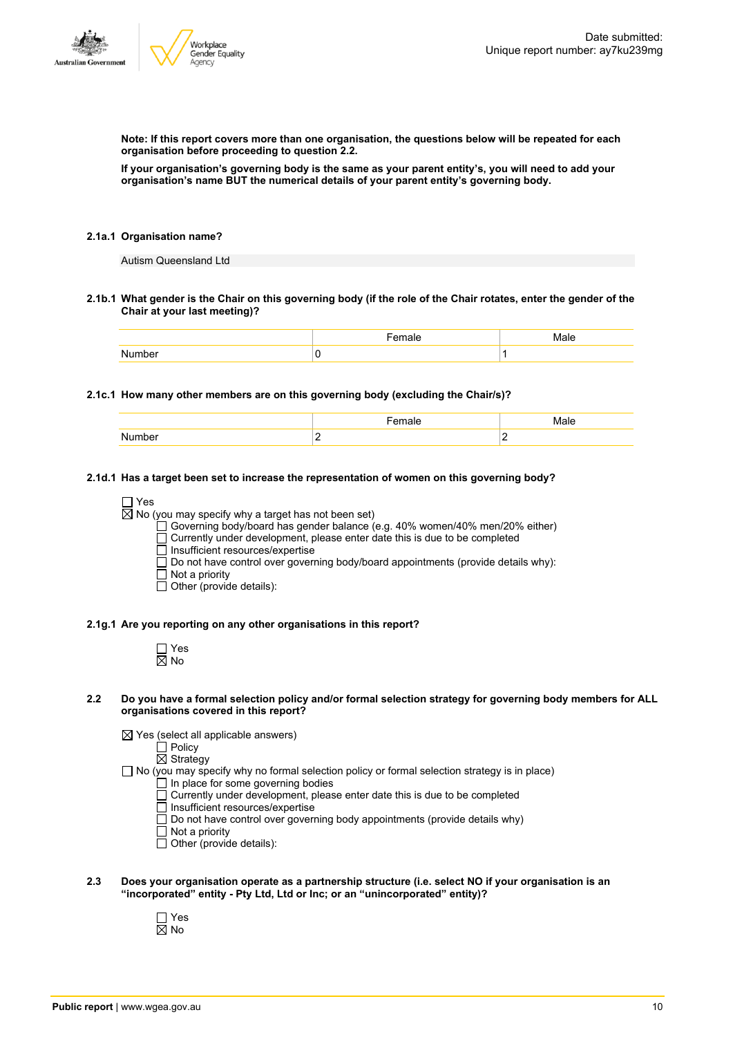**Note: If this report covers more than one organisation, the questions below will be repeated for each organisation before proceeding to question 2.2.**

**If your organisation's governing body is the same as your parent entity's, you will need to add your organisation's name BUT the numerical details of your parent entity's governing body.**

**2.1a.1 Organisation name?**

Autism Queensland Ltd

**2.1b.1 What gender is the Chair on this governing body (if the role of the Chair rotates, enter the gender of the Chair at your last meeting)?**

| | Female | Male |
|---|---|---|
| Number | 0 | 1 |

**2.1c.1 How many other members are on this governing body (excluding the Chair/s)?**

| | Female | Male |
|---|---|---|
| Number | 2 | 2 |

**2.1d.1 Has a target been set to increase the representation of women on this governing body?**

☐ Yes
☒ No (you may specify why a target has not been set)
- ☐ Governing body/board has gender balance (e.g. 40% women/40% men/20% either)
- ☐ Currently under development, please enter date this is due to be completed
- ☐ Insufficient resources/expertise
- ☐ Do not have control over governing body/board appointments (provide details why):
- ☐ Not a priority
- ☐ Other (provide details):

**2.1g.1 Are you reporting on any other organisations in this report?**

☐ Yes
☒ No

**2.2 Do you have a formal selection policy and/or formal selection strategy for governing body members for ALL organisations covered in this report?**

☒ Yes (select all applicable answers)
- ☐ Policy
- ☒ Strategy

☐ No (you may specify why no formal selection policy or formal selection strategy is in place)
- ☐ In place for some governing bodies
- ☐ Currently under development, please enter date this is due to be completed
- ☐ Insufficient resources/expertise
- ☐ Do not have control over governing body appointments (provide details why)
- ☐ Not a priority
- ☐ Other (provide details):

**2.3 Does your organisation operate as a partnership structure (i.e. select NO if your organisation is an "incorporated" entity - Pty Ltd, Ltd or Inc; or an "unincorporated" entity)?**

☐ Yes
☒ No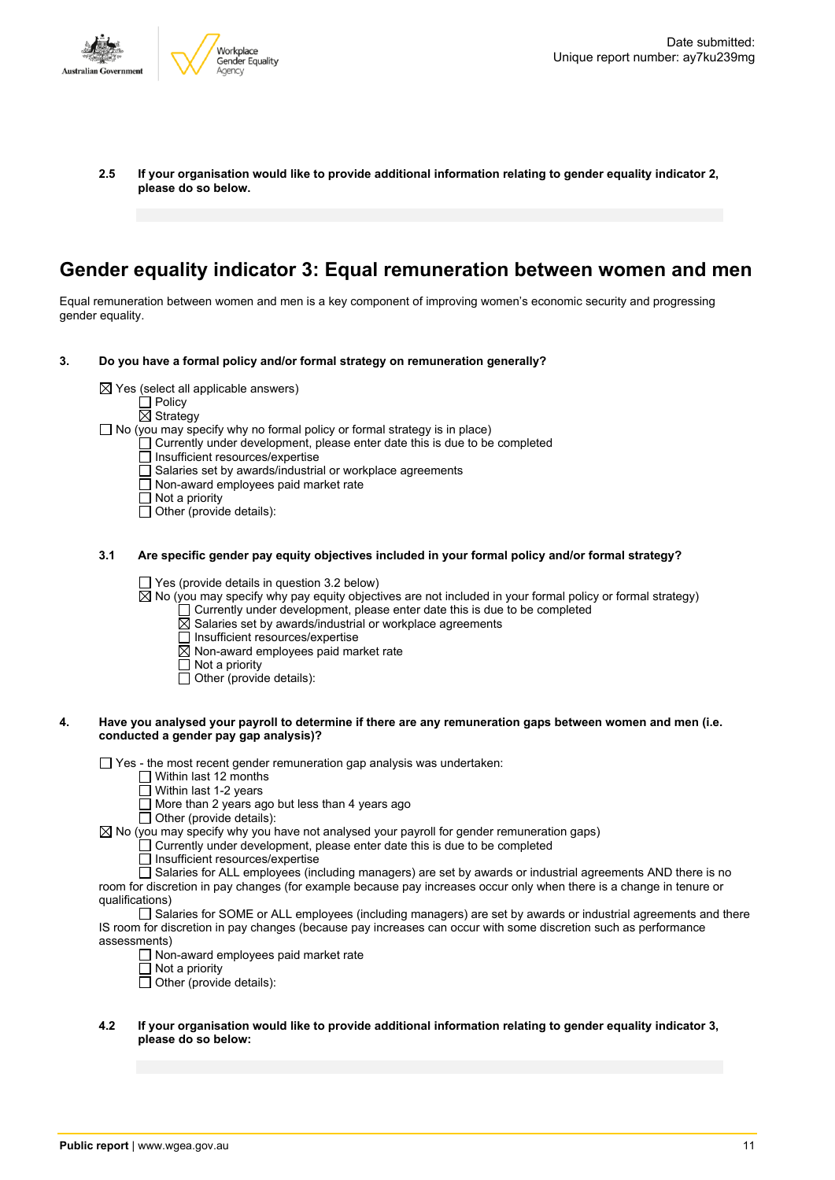Date submitted:
Unique report number: ay7ku239mg

**2.5 If your organisation would like to provide additional information relating to gender equality indicator 2, please do so below.**

# Gender equality indicator 3: Equal remuneration between women and men

Equal remuneration between women and men is a key component of improving women's economic security and progressing gender equality.

**3. Do you have a formal policy and/or formal strategy on remuneration generally?**

- ☒ Yes (select all applicable answers)
  - ☐ Policy
  - ☒ Strategy
- ☐ No (you may specify why no formal policy or formal strategy is in place)
  - ☐ Currently under development, please enter date this is due to be completed
  - ☐ Insufficient resources/expertise
  - ☐ Salaries set by awards/industrial or workplace agreements
  - ☐ Non-award employees paid market rate
  - ☐ Not a priority
  - ☐ Other (provide details):

**3.1 Are specific gender pay equity objectives included in your formal policy and/or formal strategy?**

- ☐ Yes (provide details in question 3.2 below)
- ☒ No (you may specify why pay equity objectives are not included in your formal policy or formal strategy)
  - ☐ Currently under development, please enter date this is due to be completed
  - ☒ Salaries set by awards/industrial or workplace agreements
  - ☐ Insufficient resources/expertise
  - ☒ Non-award employees paid market rate
  - ☐ Not a priority
  - ☐ Other (provide details):

**4. Have you analysed your payroll to determine if there are any remuneration gaps between women and men (i.e. conducted a gender pay gap analysis)?**

- ☐ Yes - the most recent gender remuneration gap analysis was undertaken:
  - ☐ Within last 12 months
  - ☐ Within last 1-2 years
  - ☐ More than 2 years ago but less than 4 years ago
  - ☐ Other (provide details):
- ☒ No (you may specify why you have not analysed your payroll for gender remuneration gaps)
  - ☐ Currently under development, please enter date this is due to be completed
  - ☐ Insufficient resources/expertise
  - ☐ Salaries for ALL employees (including managers) are set by awards or industrial agreements AND there is no room for discretion in pay changes (for example because pay increases occur only when there is a change in tenure or qualifications)
  - ☐ Salaries for SOME or ALL employees (including managers) are set by awards or industrial agreements and there IS room for discretion in pay changes (because pay increases can occur with some discretion such as performance assessments)
  - ☐ Non-award employees paid market rate
  - ☐ Not a priority
  - ☐ Other (provide details):

**4.2 If your organisation would like to provide additional information relating to gender equality indicator 3, please do so below:**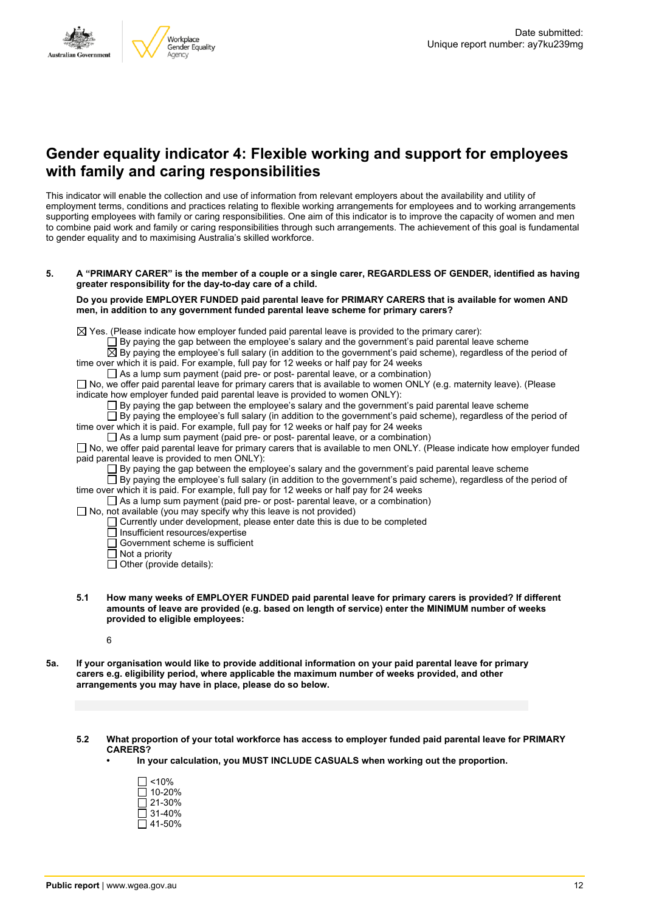## Gender equality indicator 4: Flexible working and support for employees with family and caring responsibilities

This indicator will enable the collection and use of information from relevant employers about the availability and utility of employment terms, conditions and practices relating to flexible working arrangements for employees and to working arrangements supporting employees with family or caring responsibilities. One aim of this indicator is to improve the capacity of women and men to combine paid work and family or caring responsibilities through such arrangements. The achievement of this goal is fundamental to gender equality and to maximising Australia's skilled workforce.

**5. A "PRIMARY CARER" is the member of a couple or a single carer, REGARDLESS OF GENDER, identified as having greater responsibility for the day-to-day care of a child.**

**Do you provide EMPLOYER FUNDED paid parental leave for PRIMARY CARERS that is available for women AND men, in addition to any government funded parental leave scheme for primary carers?**

- ☒ Yes. (Please indicate how employer funded paid parental leave is provided to the primary carer):
  - ☐ By paying the gap between the employee's salary and the government's paid parental leave scheme
  - ☒ By paying the employee's full salary (in addition to the government's paid scheme), regardless of the period of time over which it is paid. For example, full pay for 12 weeks or half pay for 24 weeks
  - ☐ As a lump sum payment (paid pre- or post- parental leave, or a combination)
- ☐ No, we offer paid parental leave for primary carers that is available to women ONLY (e.g. maternity leave). (Please indicate how employer funded paid parental leave is provided to women ONLY):
  - ☐ By paying the gap between the employee's salary and the government's paid parental leave scheme
  - ☐ By paying the employee's full salary (in addition to the government's paid scheme), regardless of the period of time over which it is paid. For example, full pay for 12 weeks or half pay for 24 weeks
  - ☐ As a lump sum payment (paid pre- or post- parental leave, or a combination)
- ☐ No, we offer paid parental leave for primary carers that is available to men ONLY. (Please indicate how employer funded paid parental leave is provided to men ONLY):
  - ☐ By paying the gap between the employee's salary and the government's paid parental leave scheme
  - ☐ By paying the employee's full salary (in addition to the government's paid scheme), regardless of the period of time over which it is paid. For example, full pay for 12 weeks or half pay for 24 weeks
  - ☐ As a lump sum payment (paid pre- or post- parental leave, or a combination)
- ☐ No, not available (you may specify why this leave is not provided)
  - ☐ Currently under development, please enter date this is due to be completed
  - ☐ Insufficient resources/expertise
  - ☐ Government scheme is sufficient
  - ☐ Not a priority
  - ☐ Other (provide details):

**5.1 How many weeks of EMPLOYER FUNDED paid parental leave for primary carers is provided? If different amounts of leave are provided (e.g. based on length of service) enter the MINIMUM number of weeks provided to eligible employees:**

6

**5a. If your organisation would like to provide additional information on your paid parental leave for primary carers e.g. eligibility period, where applicable the maximum number of weeks provided, and other arrangements you may have in place, please do so below.**

**5.2 What proportion of your total workforce has access to employer funded paid parental leave for PRIMARY CARERS?**

- **In your calculation, you MUST INCLUDE CASUALS when working out the proportion.**

☐ <10%
☐ 10-20%
☐ 21-30%
☐ 31-40%
☐ 41-50%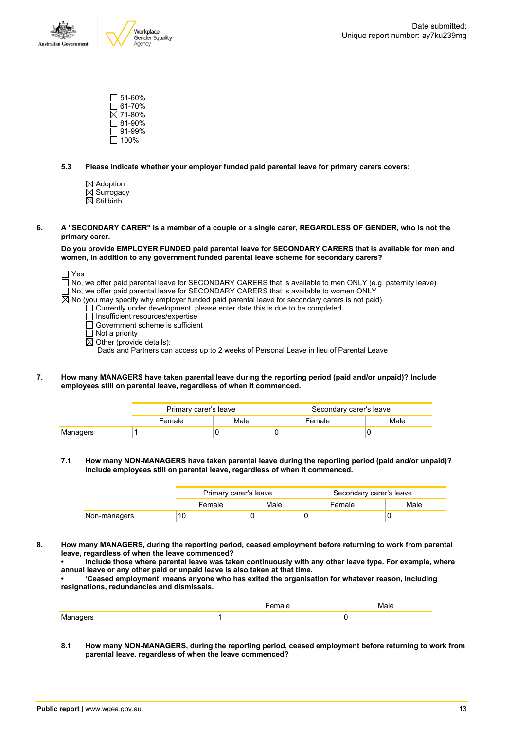- ☐ 51-60%
- ☐ 61-70%
- ☒ 71-80%
- ☐ 81-90%
- ☐ 91-99%
- ☐ 100%

**5.3 Please indicate whether your employer funded paid parental leave for primary carers covers:**

- ☒ Adoption
- ☒ Surrogacy
- ☒ Stillbirth

**6. A "SECONDARY CARER" is a member of a couple or a single carer, REGARDLESS OF GENDER, who is not the primary carer.**

**Do you provide EMPLOYER FUNDED paid parental leave for SECONDARY CARERS that is available for men and women, in addition to any government funded parental leave scheme for secondary carers?**

- ☐ Yes
- ☐ No, we offer paid parental leave for SECONDARY CARERS that is available to men ONLY (e.g. paternity leave)
- ☐ No, we offer paid parental leave for SECONDARY CARERS that is available to women ONLY
- ☒ No (you may specify why employer funded paid parental leave for secondary carers is not paid)
  - ☐ Currently under development, please enter date this is due to be completed
  - ☐ Insufficient resources/expertise
  - ☐ Government scheme is sufficient
  - ☐ Not a priority
  - ☒ Other (provide details):
    Dads and Partners can access up to 2 weeks of Personal Leave in lieu of Parental Leave

**7. How many MANAGERS have taken parental leave during the reporting period (paid and/or unpaid)? Include employees still on parental leave, regardless of when it commenced.**

| | Primary carer's leave | | Secondary carer's leave | |
|---|---|---|---|---|
| | Female | Male | Female | Male |
| Managers | 1 | 0 | 0 | 0 |

**7.1 How many NON-MANAGERS have taken parental leave during the reporting period (paid and/or unpaid)? Include employees still on parental leave, regardless of when it commenced.**

| | Primary carer's leave | | Secondary carer's leave | |
|---|---|---|---|---|
| | Female | Male | Female | Male |
| Non-managers | 10 | 0 | 0 | 0 |

**8. How many MANAGERS, during the reporting period, ceased employment before returning to work from parental leave, regardless of when the leave commenced?**
**• Include those where parental leave was taken continuously with any other leave type. For example, where annual leave or any other paid or unpaid leave is also taken at that time.**
**• 'Ceased employment' means anyone who has exited the organisation for whatever reason, including resignations, redundancies and dismissals.**

| | Female | Male |
|---|---|---|
| Managers | 1 | 0 |

**8.1 How many NON-MANAGERS, during the reporting period, ceased employment before returning to work from parental leave, regardless of when the leave commenced?**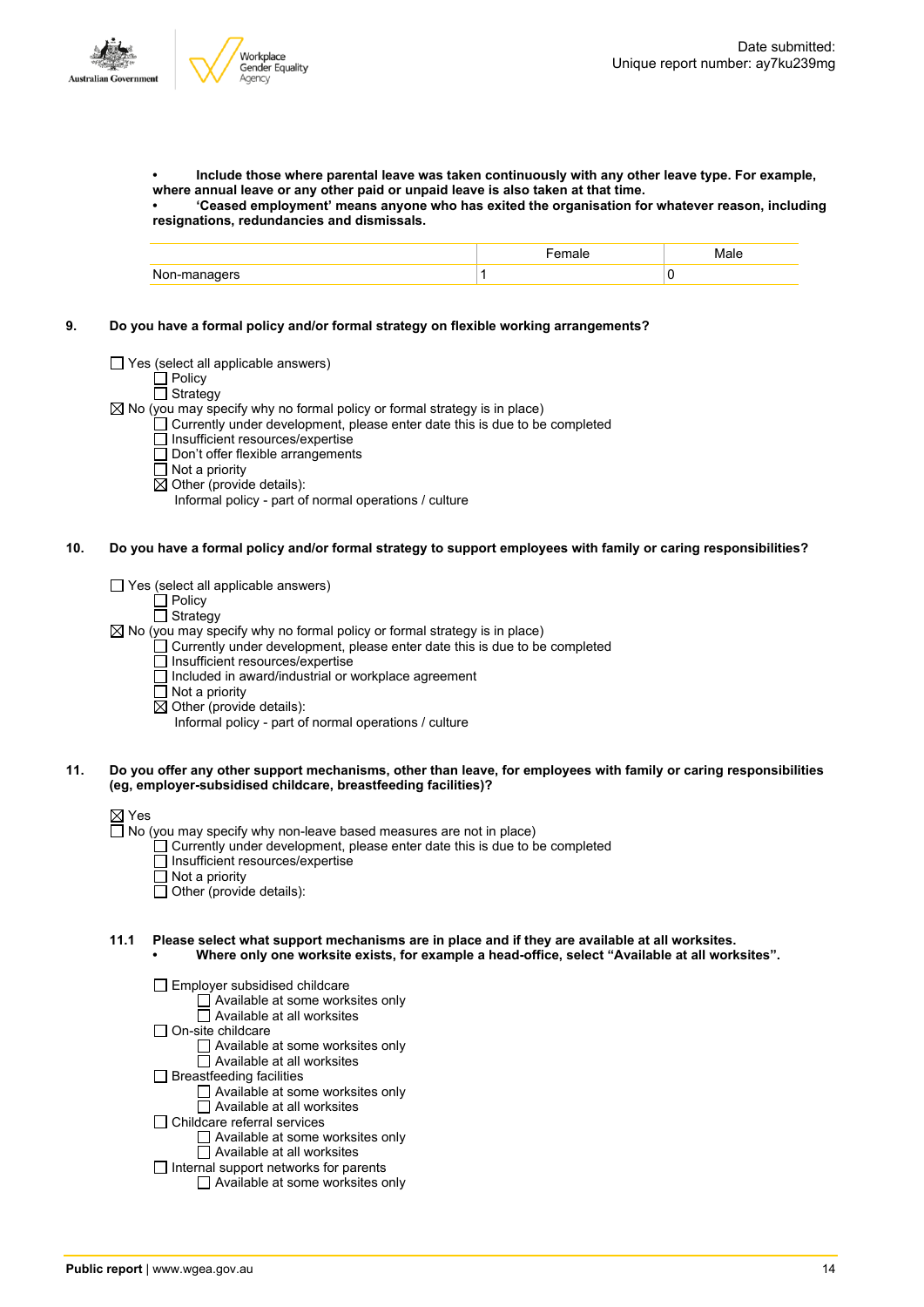- **Include those where parental leave was taken continuously with any other leave type. For example, where annual leave or any other paid or unpaid leave is also taken at that time.**
- **'Ceased employment' means anyone who has exited the organisation for whatever reason, including resignations, redundancies and dismissals.**

| | Female | Male |
|---|---|---|
| Non-managers | 1 | 0 |

**9. Do you have a formal policy and/or formal strategy on flexible working arrangements?**

☐ Yes (select all applicable answers)
  ☐ Policy
  ☐ Strategy
☒ No (you may specify why no formal policy or formal strategy is in place)
  ☐ Currently under development, please enter date this is due to be completed
  ☐ Insufficient resources/expertise
  ☐ Don't offer flexible arrangements
  ☐ Not a priority
  ☒ Other (provide details):
   Informal policy - part of normal operations / culture

**10. Do you have a formal policy and/or formal strategy to support employees with family or caring responsibilities?**

☐ Yes (select all applicable answers)
  ☐ Policy
  ☐ Strategy
☒ No (you may specify why no formal policy or formal strategy is in place)
  ☐ Currently under development, please enter date this is due to be completed
  ☐ Insufficient resources/expertise
  ☐ Included in award/industrial or workplace agreement
  ☐ Not a priority
  ☒ Other (provide details):
   Informal policy - part of normal operations / culture

**11. Do you offer any other support mechanisms, other than leave, for employees with family or caring responsibilities (eg, employer-subsidised childcare, breastfeeding facilities)?**

☒ Yes
☐ No (you may specify why non-leave based measures are not in place)
  ☐ Currently under development, please enter date this is due to be completed
  ☐ Insufficient resources/expertise
  ☐ Not a priority
  ☐ Other (provide details):

**11.1 Please select what support mechanisms are in place and if they are available at all worksites.**
- **Where only one worksite exists, for example a head-office, select "Available at all worksites".**

☐ Employer subsidised childcare
  ☐ Available at some worksites only
  ☐ Available at all worksites
☐ On-site childcare
  ☐ Available at some worksites only
  ☐ Available at all worksites
☐ Breastfeeding facilities
  ☐ Available at some worksites only
  ☐ Available at all worksites
☐ Childcare referral services
  ☐ Available at some worksites only
  ☐ Available at all worksites
☐ Internal support networks for parents
  ☐ Available at some worksites only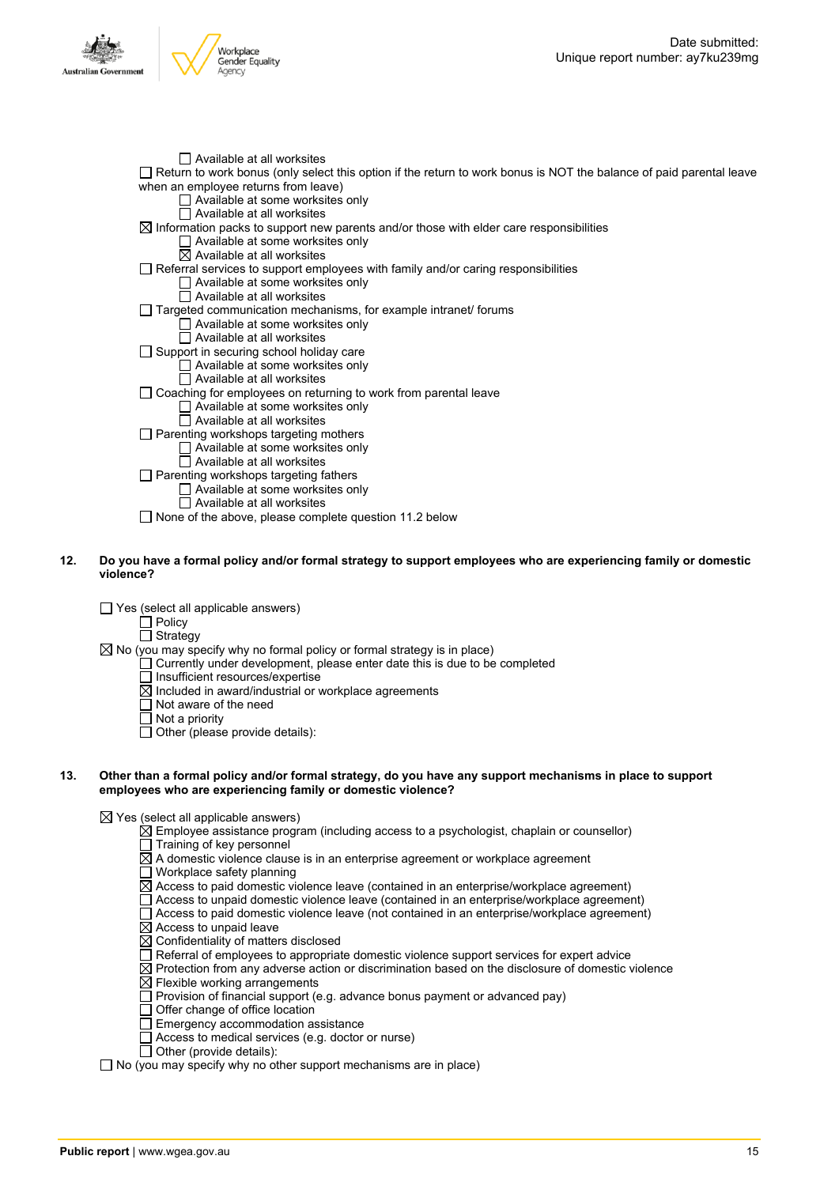- ☐ Available at all worksites

☐ Return to work bonus (only select this option if the return to work bonus is NOT the balance of paid parental leave when an employee returns from leave)
- ☐ Available at some worksites only
- ☐ Available at all worksites

☒ Information packs to support new parents and/or those with elder care responsibilities
- ☐ Available at some worksites only
- ☒ Available at all worksites

☐ Referral services to support employees with family and/or caring responsibilities
- ☐ Available at some worksites only
- ☐ Available at all worksites

☐ Targeted communication mechanisms, for example intranet/ forums
- ☐ Available at some worksites only
- ☐ Available at all worksites

☐ Support in securing school holiday care
- ☐ Available at some worksites only
- ☐ Available at all worksites

☐ Coaching for employees on returning to work from parental leave
- ☐ Available at some worksites only
- ☐ Available at all worksites

☐ Parenting workshops targeting mothers
- ☐ Available at some worksites only
- ☐ Available at all worksites

☐ Parenting workshops targeting fathers
- ☐ Available at some worksites only
- ☐ Available at all worksites

☐ None of the above, please complete question 11.2 below

**12. Do you have a formal policy and/or formal strategy to support employees who are experiencing family or domestic violence?**

☐ Yes (select all applicable answers)
- ☐ Policy
- ☐ Strategy

☒ No (you may specify why no formal policy or formal strategy is in place)
- ☐ Currently under development, please enter date this is due to be completed
- ☐ Insufficient resources/expertise
- ☒ Included in award/industrial or workplace agreements
- ☐ Not aware of the need
- ☐ Not a priority
- ☐ Other (please provide details):

**13. Other than a formal policy and/or formal strategy, do you have any support mechanisms in place to support employees who are experiencing family or domestic violence?**

☒ Yes (select all applicable answers)
- ☒ Employee assistance program (including access to a psychologist, chaplain or counsellor)
- ☐ Training of key personnel
- ☒ A domestic violence clause is in an enterprise agreement or workplace agreement
- ☐ Workplace safety planning
- ☒ Access to paid domestic violence leave (contained in an enterprise/workplace agreement)
- ☐ Access to unpaid domestic violence leave (contained in an enterprise/workplace agreement)
- ☐ Access to paid domestic violence leave (not contained in an enterprise/workplace agreement)
- ☒ Access to unpaid leave
- ☒ Confidentiality of matters disclosed
- ☐ Referral of employees to appropriate domestic violence support services for expert advice
- ☒ Protection from any adverse action or discrimination based on the disclosure of domestic violence
- ☒ Flexible working arrangements
- ☐ Provision of financial support (e.g. advance bonus payment or advanced pay)
- ☐ Offer change of office location
- ☐ Emergency accommodation assistance
- ☐ Access to medical services (e.g. doctor or nurse)
- ☐ Other (provide details):

☐ No (you may specify why no other support mechanisms are in place)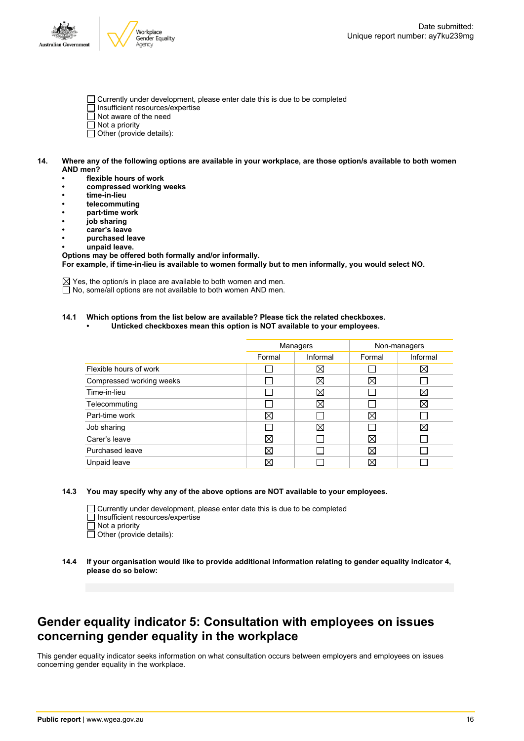☐ Currently under development, please enter date this is due to be completed
☐ Insufficient resources/expertise
☐ Not aware of the need
☐ Not a priority
☐ Other (provide details):

**14. Where any of the following options are available in your workplace, are those option/s available to both women AND men?**

- **flexible hours of work**
- **compressed working weeks**
- **time-in-lieu**
- **telecommuting**
- **part-time work**
- **job sharing**
- **carer's leave**
- **purchased leave**
- **unpaid leave.**

**Options may be offered both formally and/or informally.**
**For example, if time-in-lieu is available to women formally but to men informally, you would select NO.**

☒ Yes, the option/s in place are available to both women and men.
☐ No, some/all options are not available to both women AND men.

**14.1 Which options from the list below are available? Please tick the related checkboxes.**
- **Unticked checkboxes mean this option is NOT available to your employees.**

| | Managers | | Non-managers | |
|---|---|---|---|---|
| | Formal | Informal | Formal | Informal |
| Flexible hours of work | ☐ | ☒ | ☐ | ☒ |
| Compressed working weeks | ☐ | ☒ | ☒ | ☐ |
| Time-in-lieu | ☐ | ☒ | ☐ | ☒ |
| Telecommuting | ☐ | ☒ | ☐ | ☒ |
| Part-time work | ☒ | ☐ | ☒ | ☐ |
| Job sharing | ☐ | ☒ | ☐ | ☒ |
| Carer's leave | ☒ | ☐ | ☒ | ☐ |
| Purchased leave | ☒ | ☐ | ☒ | ☐ |
| Unpaid leave | ☒ | ☐ | ☒ | ☐ |

**14.3 You may specify why any of the above options are NOT available to your employees.**

☐ Currently under development, please enter date this is due to be completed
☐ Insufficient resources/expertise
☐ Not a priority
☐ Other (provide details):

**14.4 If your organisation would like to provide additional information relating to gender equality indicator 4, please do so below:**

# Gender equality indicator 5: Consultation with employees on issues concerning gender equality in the workplace

This gender equality indicator seeks information on what consultation occurs between employers and employees on issues concerning gender equality in the workplace.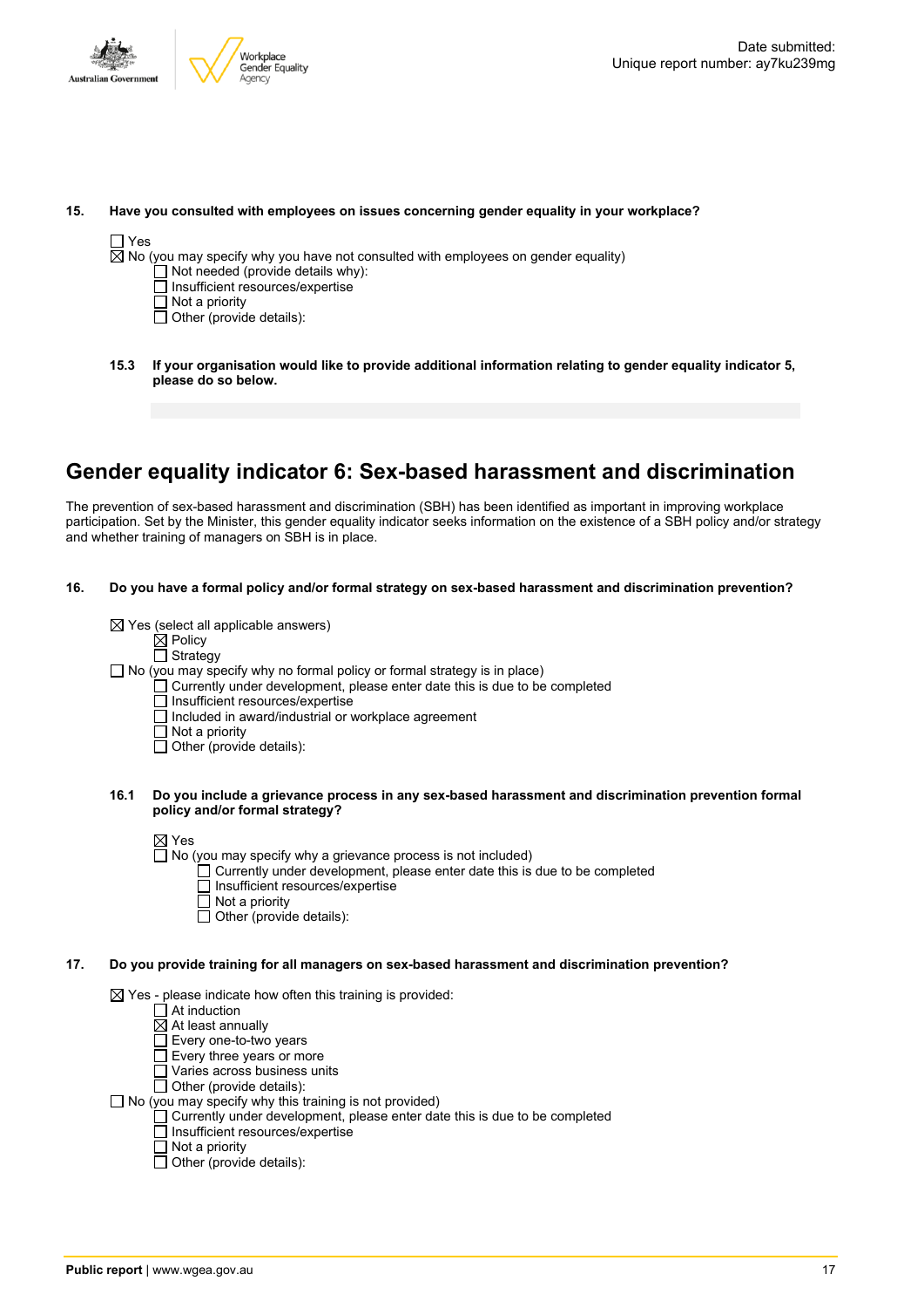**15. Have you consulted with employees on issues concerning gender equality in your workplace?**

☐ Yes
☒ No (you may specify why you have not consulted with employees on gender equality)
- ☐ Not needed (provide details why):
- ☐ Insufficient resources/expertise
- ☐ Not a priority
- ☐ Other (provide details):

**15.3 If your organisation would like to provide additional information relating to gender equality indicator 5, please do so below.**

## Gender equality indicator 6: Sex-based harassment and discrimination

The prevention of sex-based harassment and discrimination (SBH) has been identified as important in improving workplace participation. Set by the Minister, this gender equality indicator seeks information on the existence of a SBH policy and/or strategy and whether training of managers on SBH is in place.

**16. Do you have a formal policy and/or formal strategy on sex-based harassment and discrimination prevention?**

☒ Yes (select all applicable answers)
- ☒ Policy
- ☐ Strategy

☐ No (you may specify why no formal policy or formal strategy is in place)
- ☐ Currently under development, please enter date this is due to be completed
- ☐ Insufficient resources/expertise
- ☐ Included in award/industrial or workplace agreement
- ☐ Not a priority
- ☐ Other (provide details):

**16.1 Do you include a grievance process in any sex-based harassment and discrimination prevention formal policy and/or formal strategy?**

☒ Yes
☐ No (you may specify why a grievance process is not included)
- ☐ Currently under development, please enter date this is due to be completed
- ☐ Insufficient resources/expertise
- ☐ Not a priority
- ☐ Other (provide details):

**17. Do you provide training for all managers on sex-based harassment and discrimination prevention?**

☒ Yes - please indicate how often this training is provided:
- ☐ At induction
- ☒ At least annually
- ☐ Every one-to-two years
- ☐ Every three years or more
- ☐ Varies across business units
- ☐ Other (provide details):

☐ No (you may specify why this training is not provided)
- ☐ Currently under development, please enter date this is due to be completed
- ☐ Insufficient resources/expertise
- ☐ Not a priority
- ☐ Other (provide details):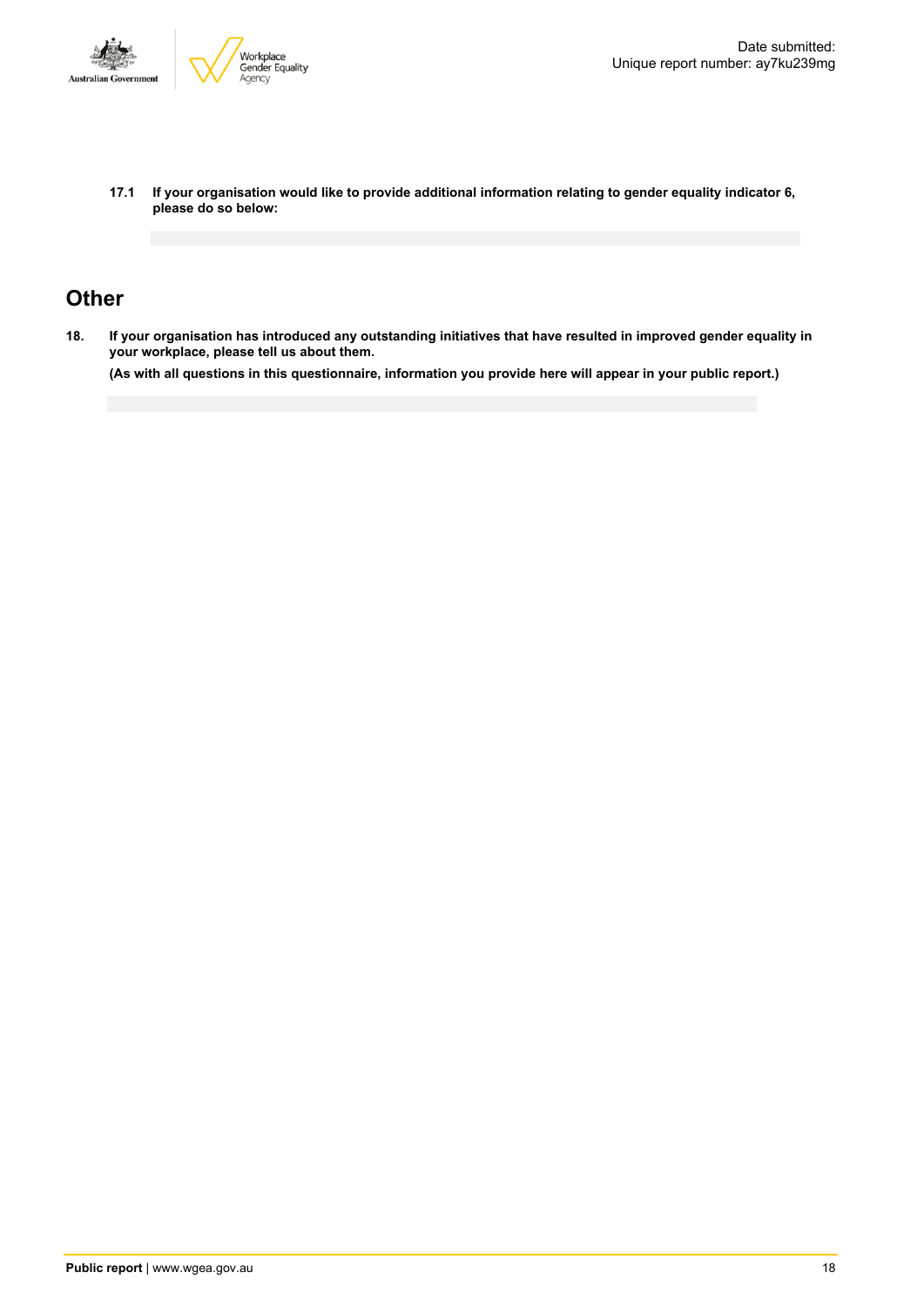**17.1 If your organisation would like to provide additional information relating to gender equality indicator 6, please do so below:**

## Other

**18. If your organisation has introduced any outstanding initiatives that have resulted in improved gender equality in your workplace, please tell us about them.**

**(As with all questions in this questionnaire, information you provide here will appear in your public report.)**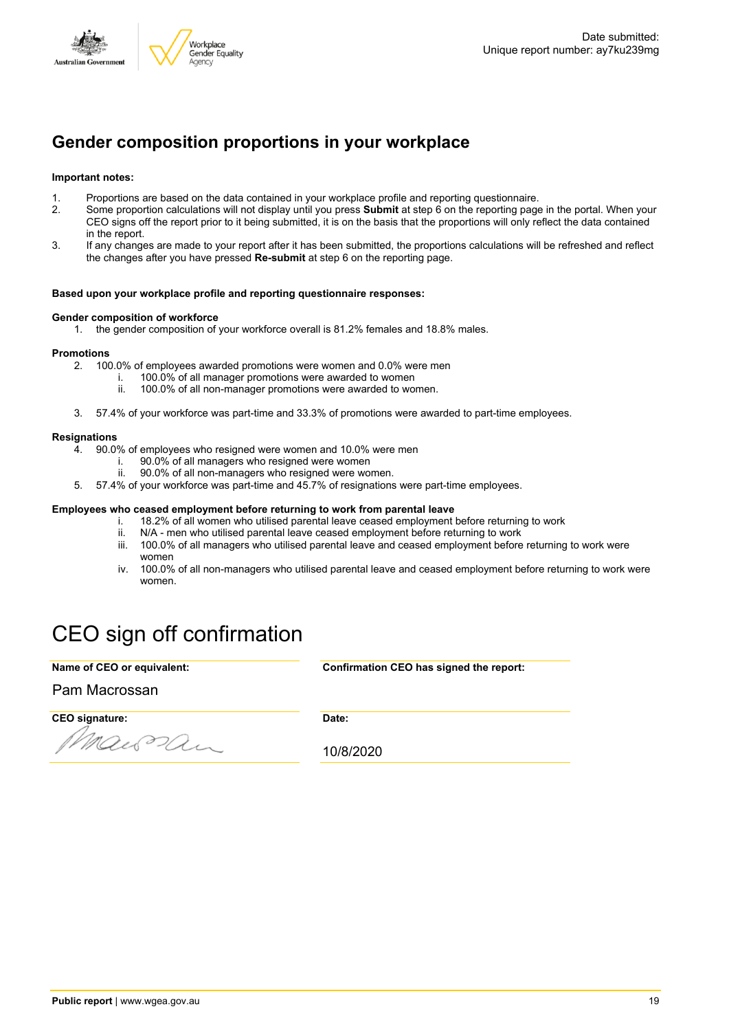Date submitted:
Unique report number: ay7ku239mg

## Gender composition proportions in your workplace

**Important notes:**

1. Proportions are based on the data contained in your workplace profile and reporting questionnaire.
2. Some proportion calculations will not display until you press **Submit** at step 6 on the reporting page in the portal. When your CEO signs off the report prior to it being submitted, it is on the basis that the proportions will only reflect the data contained in the report.
3. If any changes are made to your report after it has been submitted, the proportions calculations will be refreshed and reflect the changes after you have pressed **Re-submit** at step 6 on the reporting page.

**Based upon your workplace profile and reporting questionnaire responses:**

**Gender composition of workforce**

1. the gender composition of your workforce overall is 81.2% females and 18.8% males.

**Promotions**

2. 100.0% of employees awarded promotions were women and 0.0% were men
   i. 100.0% of all manager promotions were awarded to women
   ii. 100.0% of all non-manager promotions were awarded to women.

3. 57.4% of your workforce was part-time and 33.3% of promotions were awarded to part-time employees.

**Resignations**

4. 90.0% of employees who resigned were women and 10.0% were men
   i. 90.0% of all managers who resigned were women
   ii. 90.0% of all non-managers who resigned were women.
5. 57.4% of your workforce was part-time and 45.7% of resignations were part-time employees.

**Employees who ceased employment before returning to work from parental leave**

i. 18.2% of all women who utilised parental leave ceased employment before returning to work
ii. N/A - men who utilised parental leave ceased employment before returning to work
iii. 100.0% of all managers who utilised parental leave and ceased employment before returning to work were women
iv. 100.0% of all non-managers who utilised parental leave and ceased employment before returning to work were women.

# CEO sign off confirmation

| | |
|---|---|
| **Name of CEO or equivalent:** | **Confirmation CEO has signed the report:** |
| Pam Macrossan | |
| **CEO signature:** | **Date:** |
| | 10/8/2020 |